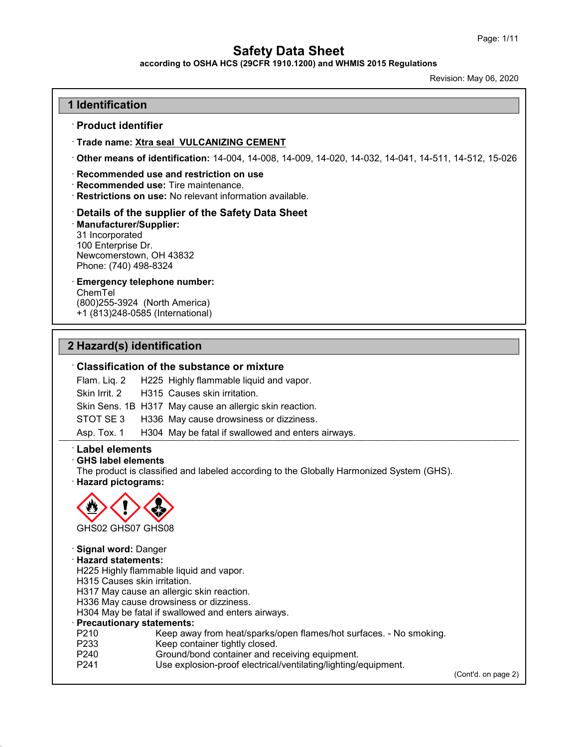# Safety Data Sheet

**according to OSHA HCS (29CFR 1910.1200) and WHMIS 2015 Regulations**

Revision: May 06, 2020

## 1 Identification

· **Product identifier**

· **Trade name: Xtra seal VULCANIZING CEMENT**

· **Other means of identification:** 14-004, 14-008, 14-009, 14-020, 14-032, 14-041, 14-511, 14-512, 15-026

· **Recommended use and restriction on use**
· **Recommended use:** Tire maintenance.
· **Restrictions on use:** No relevant information available.

· **Details of the supplier of the Safety Data Sheet**
· **Manufacturer/Supplier:**
31 Incorporated
100 Enterprise Dr.
Newcomerstown, OH 43832
Phone: (740) 498-8324

· **Emergency telephone number:**
ChemTel
(800)255-3924 (North America)
+1 (813)248-0585 (International)

## 2 Hazard(s) identification

· **Classification of the substance or mixture**

| | | |
|---|---|---|
| Flam. Liq. 2 | H225 | Highly flammable liquid and vapor. |
| Skin Irrit. 2 | H315 | Causes skin irritation. |
| Skin Sens. 1B | H317 | May cause an allergic skin reaction. |
| STOT SE 3 | H336 | May cause drowsiness or dizziness. |
| Asp. Tox. 1 | H304 | May be fatal if swallowed and enters airways. |

· **Label elements**
· **GHS label elements**
The product is classified and labeled according to the Globally Harmonized System (GHS).
· **Hazard pictograms:**

GHS02 GHS07 GHS08

· **Signal word:** Danger
· **Hazard statements:**
H225 Highly flammable liquid and vapor.
H315 Causes skin irritation.
H317 May cause an allergic skin reaction.
H336 May cause drowsiness or dizziness.
H304 May be fatal if swallowed and enters airways.
· **Precautionary statements:**

| | |
|---|---|
| P210 | Keep away from heat/sparks/open flames/hot surfaces. - No smoking. |
| P233 | Keep container tightly closed. |
| P240 | Ground/bond container and receiving equipment. |
| P241 | Use explosion-proof electrical/ventilating/lighting/equipment. |

(Cont'd. on page 2)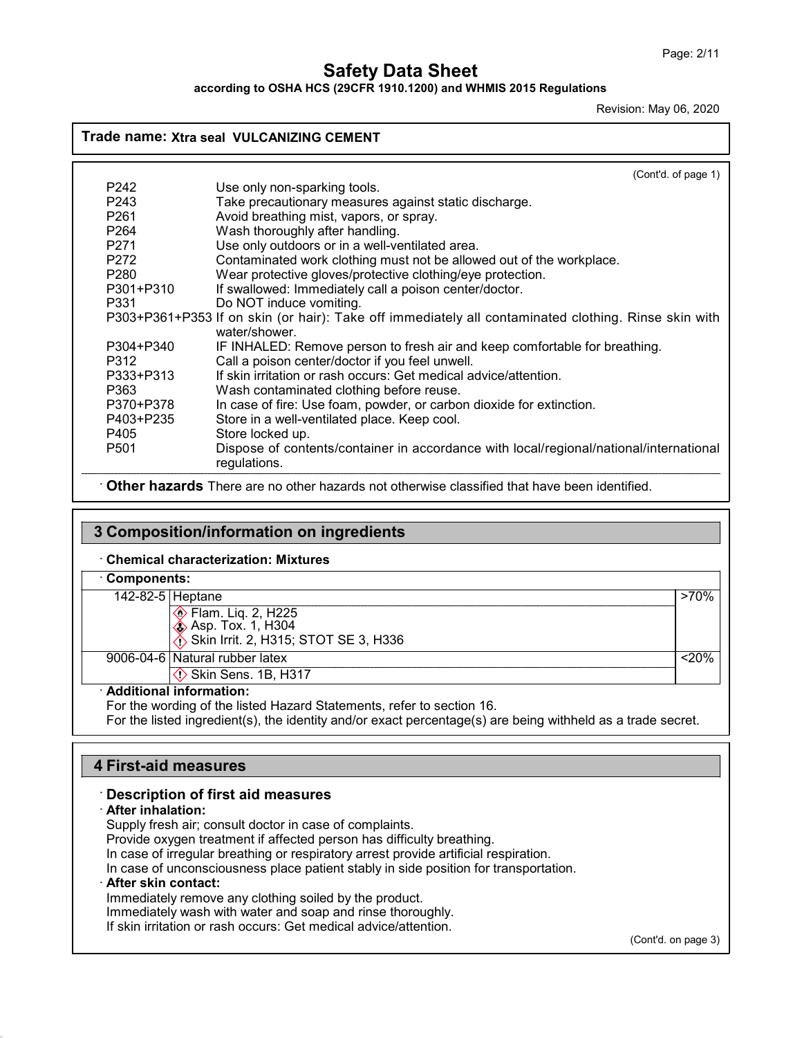# Safety Data Sheet

**according to OSHA HCS (29CFR 1910.1200) and WHMIS 2015 Regulations**

Revision: May 06, 2020

**Trade name: Xtra seal VULCANIZING CEMENT**

(Cont'd. of page 1)

| | |
|---|---|
| P242 | Use only non-sparking tools. |
| P243 | Take precautionary measures against static discharge. |
| P261 | Avoid breathing mist, vapors, or spray. |
| P264 | Wash thoroughly after handling. |
| P271 | Use only outdoors or in a well-ventilated area. |
| P272 | Contaminated work clothing must not be allowed out of the workplace. |
| P280 | Wear protective gloves/protective clothing/eye protection. |
| P301+P310 | If swallowed: Immediately call a poison center/doctor. |
| P331 | Do NOT induce vomiting. |
| P303+P361+P353 | If on skin (or hair): Take off immediately all contaminated clothing. Rinse skin with water/shower. |
| P304+P340 | IF INHALED: Remove person to fresh air and keep comfortable for breathing. |
| P312 | Call a poison center/doctor if you feel unwell. |
| P333+P313 | If skin irritation or rash occurs: Get medical advice/attention. |
| P363 | Wash contaminated clothing before reuse. |
| P370+P378 | In case of fire: Use foam, powder, or carbon dioxide for extinction. |
| P403+P235 | Store in a well-ventilated place. Keep cool. |
| P405 | Store locked up. |
| P501 | Dispose of contents/container in accordance with local/regional/national/international regulations. |

· **Other hazards** There are no other hazards not otherwise classified that have been identified.

## 3 Composition/information on ingredients

· **Chemical characterization: Mixtures**

· **Components:**

| | | |
|---|---|---|
| 142-82-5 | Heptane<br>Flam. Liq. 2, H225<br>Asp. Tox. 1, H304<br>Skin Irrit. 2, H315; STOT SE 3, H336 | >70% |
| 9006-04-6 | Natural rubber latex<br>Skin Sens. 1B, H317 | <20% |

· **Additional information:**

For the wording of the listed Hazard Statements, refer to section 16.

For the listed ingredient(s), the identity and/or exact percentage(s) are being withheld as a trade secret.

## 4 First-aid measures

### · Description of first aid measures

· **After inhalation:**

Supply fresh air; consult doctor in case of complaints.

Provide oxygen treatment if affected person has difficulty breathing.

In case of irregular breathing or respiratory arrest provide artificial respiration.

In case of unconsciousness place patient stably in side position for transportation.

· **After skin contact:**

Immediately remove any clothing soiled by the product.

Immediately wash with water and soap and rinse thoroughly.

If skin irritation or rash occurs: Get medical advice/attention.

(Cont'd. on page 3)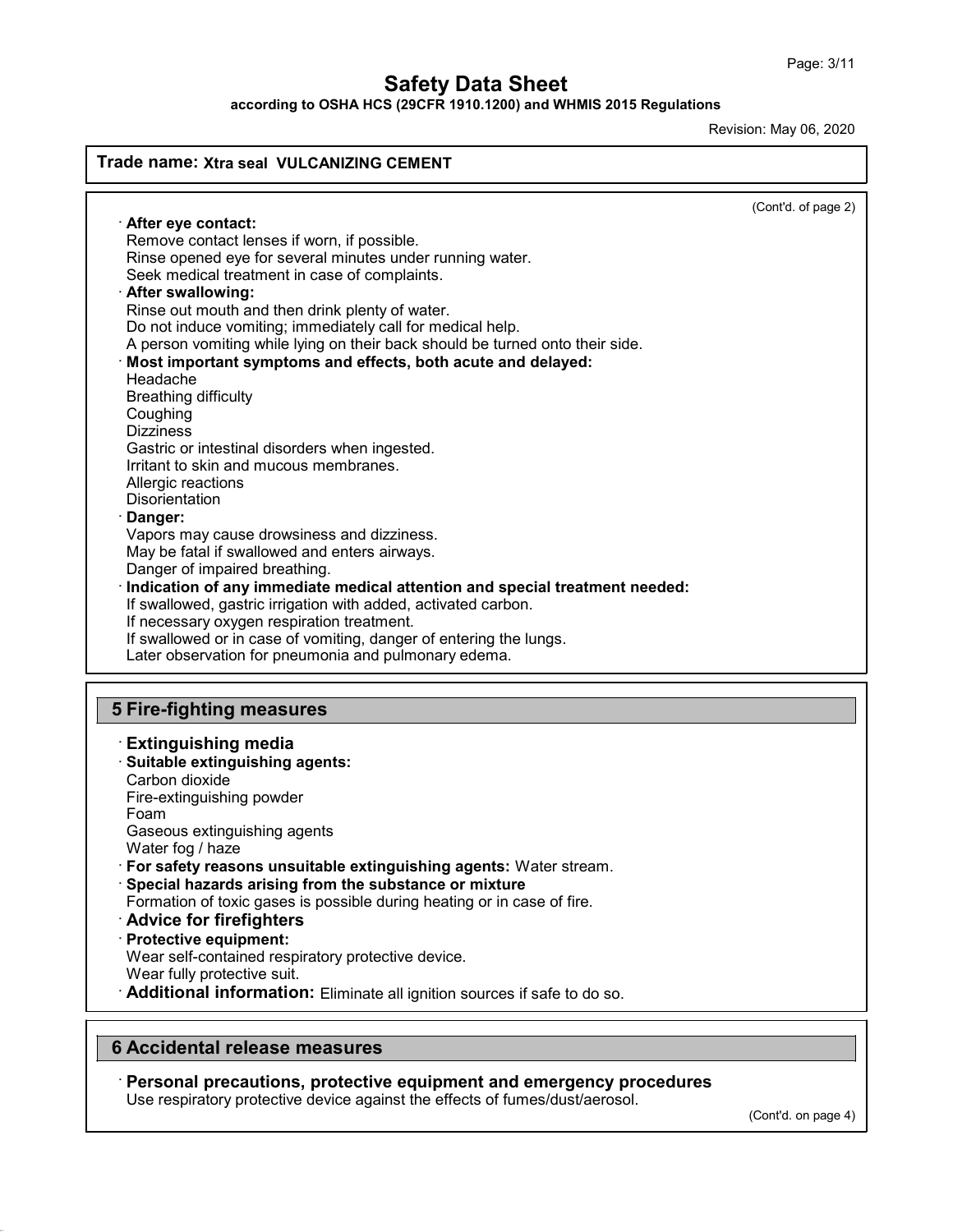**Trade name: Xtra seal VULCANIZING CEMENT**

(Cont'd. of page 2)

· **After eye contact:**
Remove contact lenses if worn, if possible.
Rinse opened eye for several minutes under running water.
Seek medical treatment in case of complaints.

· **After swallowing:**
Rinse out mouth and then drink plenty of water.
Do not induce vomiting; immediately call for medical help.
A person vomiting while lying on their back should be turned onto their side.

· **Most important symptoms and effects, both acute and delayed:**
Headache
Breathing difficulty
Coughing
Dizziness
Gastric or intestinal disorders when ingested.
Irritant to skin and mucous membranes.
Allergic reactions
Disorientation

· **Danger:**
Vapors may cause drowsiness and dizziness.
May be fatal if swallowed and enters airways.
Danger of impaired breathing.

· **Indication of any immediate medical attention and special treatment needed:**
If swallowed, gastric irrigation with added, activated carbon.
If necessary oxygen respiration treatment.
If swallowed or in case of vomiting, danger of entering the lungs.
Later observation for pneumonia and pulmonary edema.

## 5 Fire-fighting measures

· **Extinguishing media**

· **Suitable extinguishing agents:**
Carbon dioxide
Fire-extinguishing powder
Foam
Gaseous extinguishing agents
Water fog / haze

· **For safety reasons unsuitable extinguishing agents:** Water stream.

· **Special hazards arising from the substance or mixture**
Formation of toxic gases is possible during heating or in case of fire.

· **Advice for firefighters**

· **Protective equipment:**
Wear self-contained respiratory protective device.
Wear fully protective suit.

· **Additional information:** Eliminate all ignition sources if safe to do so.

## 6 Accidental release measures

· **Personal precautions, protective equipment and emergency procedures**
Use respiratory protective device against the effects of fumes/dust/aerosol.

(Cont'd. on page 4)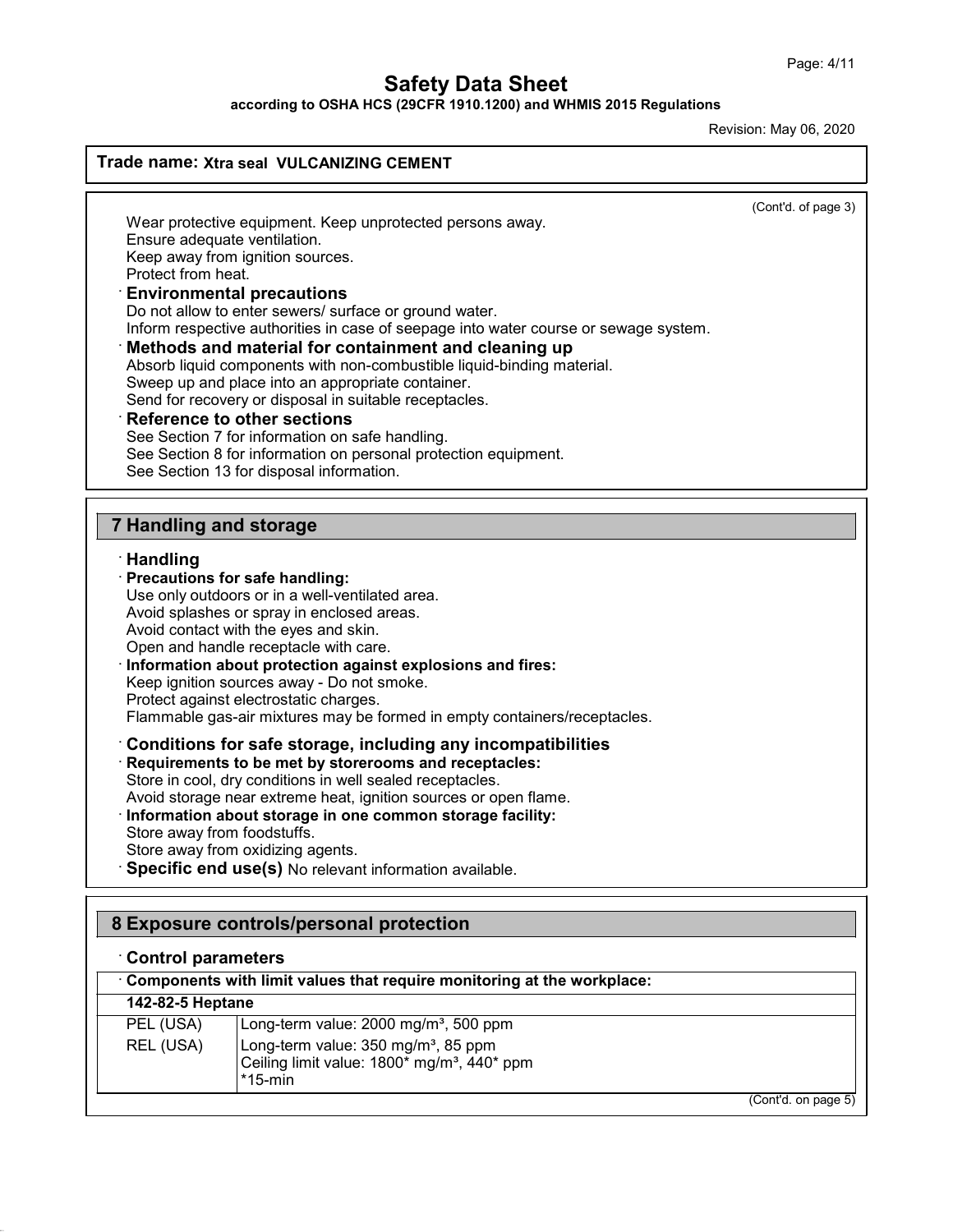## Safety Data Sheet

**according to OSHA HCS (29CFR 1910.1200) and WHMIS 2015 Regulations**

Revision: May 06, 2020

**Trade name: Xtra seal VULCANIZING CEMENT**

(Cont'd. of page 3)

Wear protective equipment. Keep unprotected persons away.
Ensure adequate ventilation.
Keep away from ignition sources.
Protect from heat.

· **Environmental precautions**
Do not allow to enter sewers/ surface or ground water.
Inform respective authorities in case of seepage into water course or sewage system.

· **Methods and material for containment and cleaning up**
Absorb liquid components with non-combustible liquid-binding material.
Sweep up and place into an appropriate container.
Send for recovery or disposal in suitable receptacles.

· **Reference to other sections**
See Section 7 for information on safe handling.
See Section 8 for information on personal protection equipment.
See Section 13 for disposal information.

## 7 Handling and storage

· **Handling**

· **Precautions for safe handling:**
Use only outdoors or in a well-ventilated area.
Avoid splashes or spray in enclosed areas.
Avoid contact with the eyes and skin.
Open and handle receptacle with care.

· **Information about protection against explosions and fires:**
Keep ignition sources away - Do not smoke.
Protect against electrostatic charges.
Flammable gas-air mixtures may be formed in empty containers/receptacles.

· **Conditions for safe storage, including any incompatibilities**

· **Requirements to be met by storerooms and receptacles:**
Store in cool, dry conditions in well sealed receptacles.
Avoid storage near extreme heat, ignition sources or open flame.

· **Information about storage in one common storage facility:**
Store away from foodstuffs.
Store away from oxidizing agents.

· **Specific end use(s)** No relevant information available.

## 8 Exposure controls/personal protection

· **Control parameters**

| · Components with limit values that require monitoring at the workplace: | |
|---|---|
| **142-82-5 Heptane** | |
| PEL (USA) | Long-term value: 2000 mg/m³, 500 ppm |
| REL (USA) | Long-term value: 350 mg/m³, 85 ppm<br>Ceiling limit value: 1800* mg/m³, 440* ppm<br>*15-min |

(Cont'd. on page 5)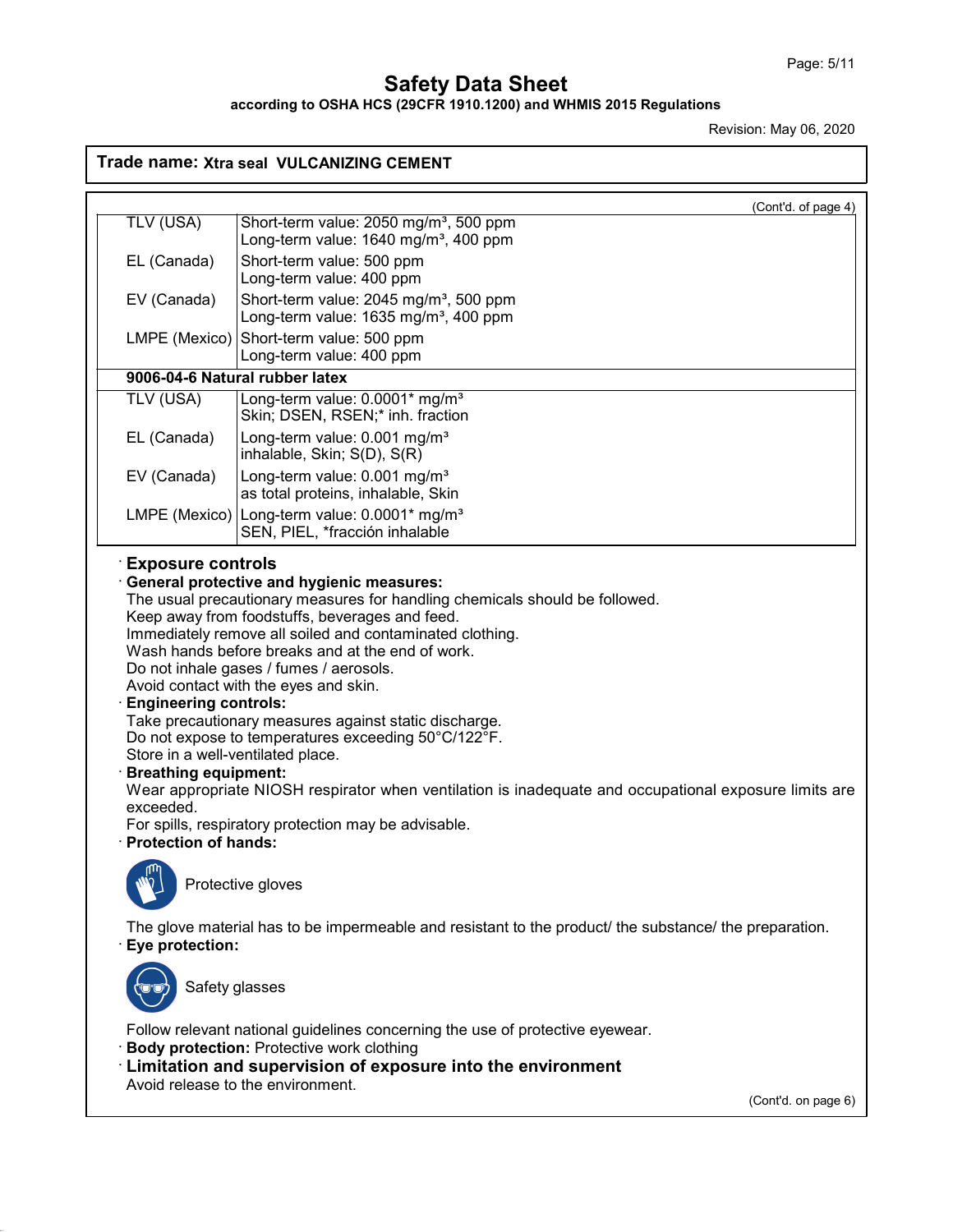# Safety Data Sheet

**according to OSHA HCS (29CFR 1910.1200) and WHMIS 2015 Regulations**

Revision: May 06, 2020

## Trade name: Xtra seal VULCANIZING CEMENT

(Cont'd. of page 4)

| | |
|---|---|
| TLV (USA) | Short-term value: 2050 mg/m³, 500 ppm<br>Long-term value: 1640 mg/m³, 400 ppm |
| EL (Canada) | Short-term value: 500 ppm<br>Long-term value: 400 ppm |
| EV (Canada) | Short-term value: 2045 mg/m³, 500 ppm<br>Long-term value: 1635 mg/m³, 400 ppm |
| LMPE (Mexico) | Short-term value: 500 ppm<br>Long-term value: 400 ppm |
| **9006-04-6 Natural rubber latex** | |
| TLV (USA) | Long-term value: 0.0001* mg/m³<br>Skin; DSEN, RSEN;* inh. fraction |
| EL (Canada) | Long-term value: 0.001 mg/m³<br>inhalable, Skin; S(D), S(R) |
| EV (Canada) | Long-term value: 0.001 mg/m³<br>as total proteins, inhalable, Skin |
| LMPE (Mexico) | Long-term value: 0.0001* mg/m³<br>SEN, PIEL, *fracción inhalable |

### · Exposure controls

**· General protective and hygienic measures:**
The usual precautionary measures for handling chemicals should be followed.
Keep away from foodstuffs, beverages and feed.
Immediately remove all soiled and contaminated clothing.
Wash hands before breaks and at the end of work.
Do not inhale gases / fumes / aerosols.
Avoid contact with the eyes and skin.

**· Engineering controls:**
Take precautionary measures against static discharge.
Do not expose to temperatures exceeding 50°C/122°F.
Store in a well-ventilated place.

**· Breathing equipment:**
Wear appropriate NIOSH respirator when ventilation is inadequate and occupational exposure limits are exceeded.
For spills, respiratory protection may be advisable.

**· Protection of hands:**

Protective gloves

The glove material has to be impermeable and resistant to the product/ the substance/ the preparation.

**· Eye protection:**

Safety glasses

Follow relevant national guidelines concerning the use of protective eyewear.

**· Body protection:** Protective work clothing

### · Limitation and supervision of exposure into the environment

Avoid release to the environment.

(Cont'd. on page 6)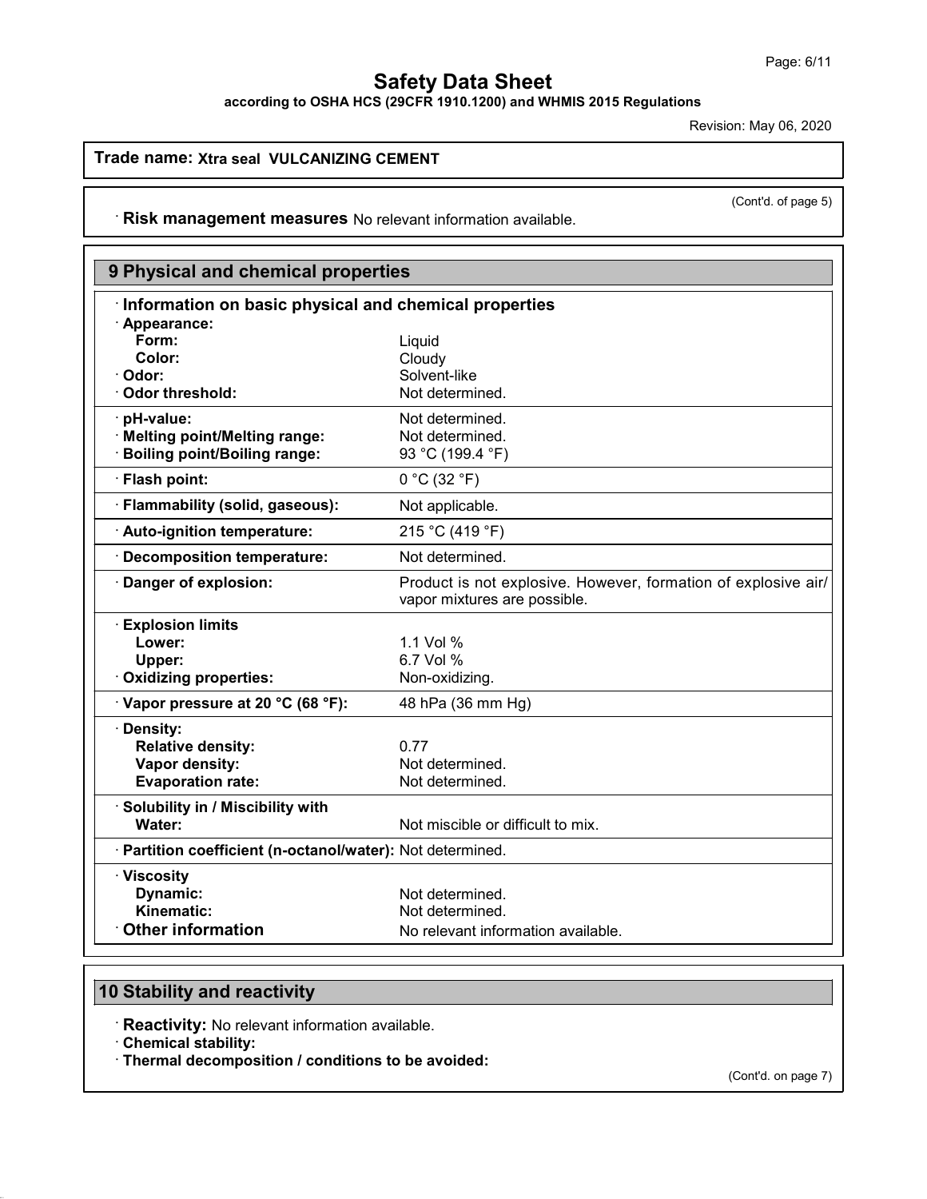# Safety Data Sheet

**according to OSHA HCS (29CFR 1910.1200) and WHMIS 2015 Regulations**

Revision: May 06, 2020

**Trade name: Xtra seal VULCANIZING CEMENT**

(Cont'd. of page 5)

· **Risk management measures** No relevant information available.

## 9 Physical and chemical properties

### · Information on basic physical and chemical properties

| | |
|---|---|
| · **Appearance:** | |
| **Form:** | Liquid |
| **Color:** | Cloudy |
| · **Odor:** | Solvent-like |
| · **Odor threshold:** | Not determined. |
| · **pH-value:** | Not determined. |
| · **Melting point/Melting range:** | Not determined. |
| · **Boiling point/Boiling range:** | 93 °C (199.4 °F) |
| · **Flash point:** | 0 °C (32 °F) |
| · **Flammability (solid, gaseous):** | Not applicable. |
| · **Auto-ignition temperature:** | 215 °C (419 °F) |
| · **Decomposition temperature:** | Not determined. |
| · **Danger of explosion:** | Product is not explosive. However, formation of explosive air/vapor mixtures are possible. |
| · **Explosion limits** | |
| **Lower:** | 1.1 Vol % |
| **Upper:** | 6.7 Vol % |
| · **Oxidizing properties:** | Non-oxidizing. |
| · **Vapor pressure at 20 °C (68 °F):** | 48 hPa (36 mm Hg) |
| · **Density:** | |
| **Relative density:** | 0.77 |
| **Vapor density:** | Not determined. |
| **Evaporation rate:** | Not determined. |
| · **Solubility in / Miscibility with** | |
| **Water:** | Not miscible or difficult to mix. |
| · **Partition coefficient (n-octanol/water):** | Not determined. |
| · **Viscosity** | |
| **Dynamic:** | Not determined. |
| **Kinematic:** | Not determined. |
| · **Other information** | No relevant information available. |

## 10 Stability and reactivity

· **Reactivity:** No relevant information available.

· **Chemical stability:**

· **Thermal decomposition / conditions to be avoided:**

(Cont'd. on page 7)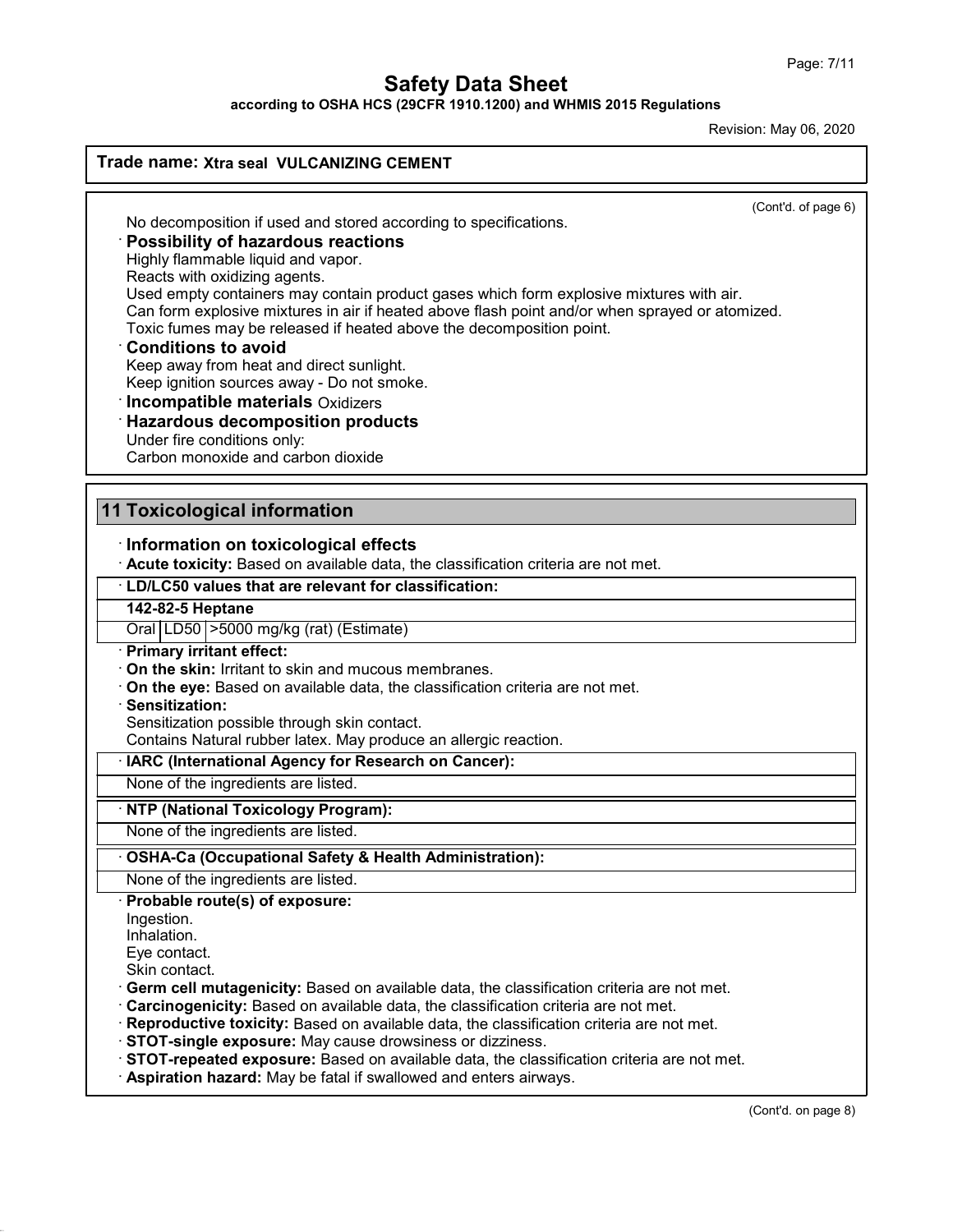**Trade name: Xtra seal VULCANIZING CEMENT**

(Cont'd. of page 6)

No decomposition if used and stored according to specifications.

· **Possibility of hazardous reactions**
Highly flammable liquid and vapor.
Reacts with oxidizing agents.
Used empty containers may contain product gases which form explosive mixtures with air.
Can form explosive mixtures in air if heated above flash point and/or when sprayed or atomized.
Toxic fumes may be released if heated above the decomposition point.

· **Conditions to avoid**
Keep away from heat and direct sunlight.
Keep ignition sources away - Do not smoke.

· **Incompatible materials** Oxidizers

· **Hazardous decomposition products**
Under fire conditions only:
Carbon monoxide and carbon dioxide

## 11 Toxicological information

· **Information on toxicological effects**

· **Acute toxicity:** Based on available data, the classification criteria are not met.

· **LD/LC50 values that are relevant for classification:**

| **142-82-5 Heptane** | | |
|---|---|---|
| Oral | LD50 | >5000 mg/kg (rat) (Estimate) |

· **Primary irritant effect:**

· **On the skin:** Irritant to skin and mucous membranes.

· **On the eye:** Based on available data, the classification criteria are not met.

· **Sensitization:**
Sensitization possible through skin contact.
Contains Natural rubber latex. May produce an allergic reaction.

· **IARC (International Agency for Research on Cancer):**

None of the ingredients are listed.

· **NTP (National Toxicology Program):**

None of the ingredients are listed.

· **OSHA-Ca (Occupational Safety & Health Administration):**

None of the ingredients are listed.

· **Probable route(s) of exposure:**
Ingestion.
Inhalation.
Eye contact.
Skin contact.

· **Germ cell mutagenicity:** Based on available data, the classification criteria are not met.

· **Carcinogenicity:** Based on available data, the classification criteria are not met.

· **Reproductive toxicity:** Based on available data, the classification criteria are not met.

· **STOT-single exposure:** May cause drowsiness or dizziness.

· **STOT-repeated exposure:** Based on available data, the classification criteria are not met.

· **Aspiration hazard:** May be fatal if swallowed and enters airways.

(Cont'd. on page 8)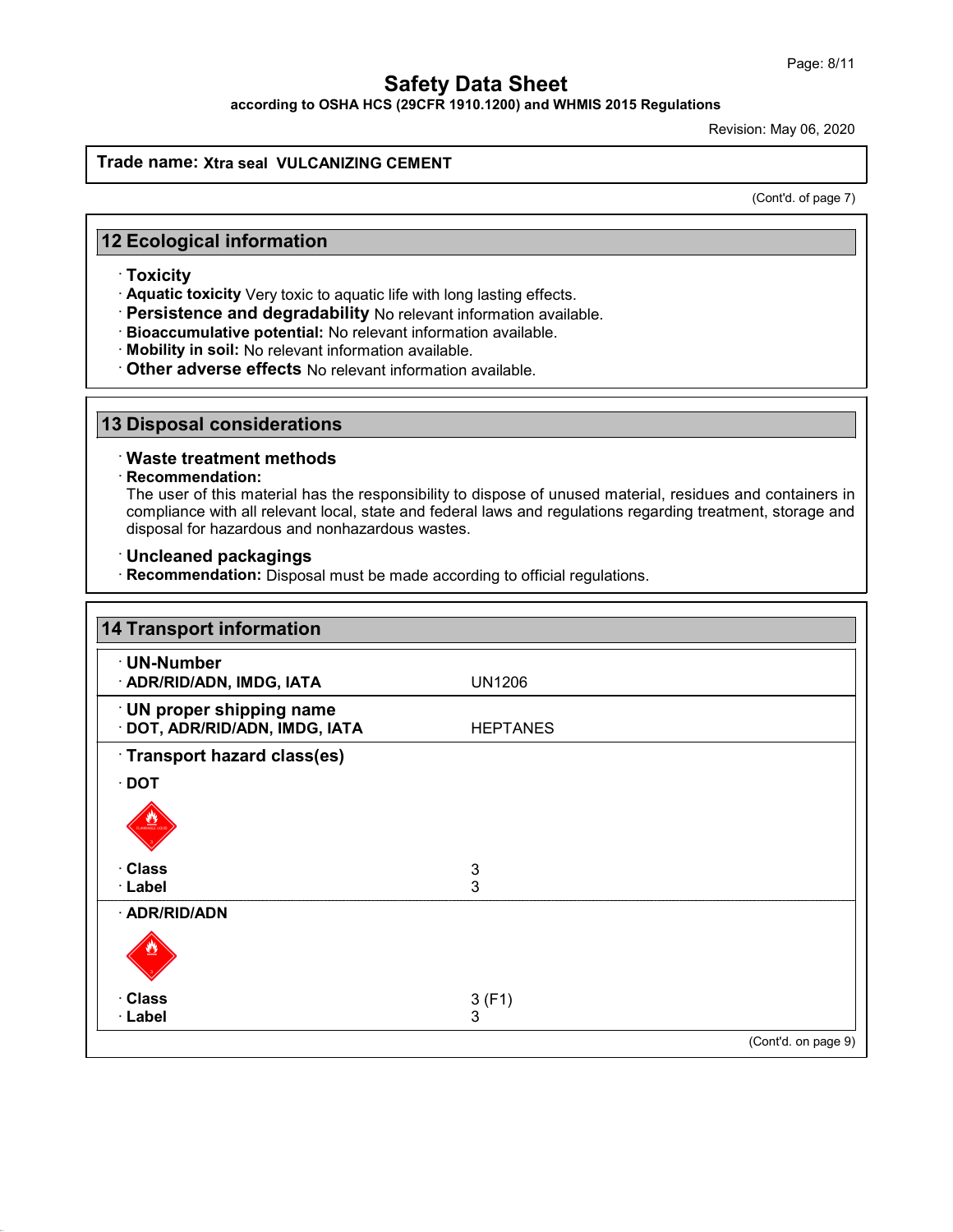# Safety Data Sheet

**according to OSHA HCS (29CFR 1910.1200) and WHMIS 2015 Regulations**

Revision: May 06, 2020

**Trade name: Xtra seal VULCANIZING CEMENT**

(Cont'd. of page 7)

## 12 Ecological information

· **Toxicity**
· **Aquatic toxicity** Very toxic to aquatic life with long lasting effects.
· **Persistence and degradability** No relevant information available.
· **Bioaccumulative potential:** No relevant information available.
· **Mobility in soil:** No relevant information available.
· **Other adverse effects** No relevant information available.

## 13 Disposal considerations

· **Waste treatment methods**
· **Recommendation:**
The user of this material has the responsibility to dispose of unused material, residues and containers in compliance with all relevant local, state and federal laws and regulations regarding treatment, storage and disposal for hazardous and nonhazardous wastes.

· **Uncleaned packagings**
· **Recommendation:** Disposal must be made according to official regulations.

## 14 Transport information

| | |
|---|---|
| · **UN-Number** | |
| · **ADR/RID/ADN, IMDG, IATA** | UN1206 |
| · **UN proper shipping name** | |
| · **DOT, ADR/RID/ADN, IMDG, IATA** | HEPTANES |
| · **Transport hazard class(es)** | |
| · **DOT** | |
| · **Class** | 3 |
| · **Label** | 3 |
| · **ADR/RID/ADN** | |
| · **Class** | 3 (F1) |
| · **Label** | 3 |

(Cont'd. on page 9)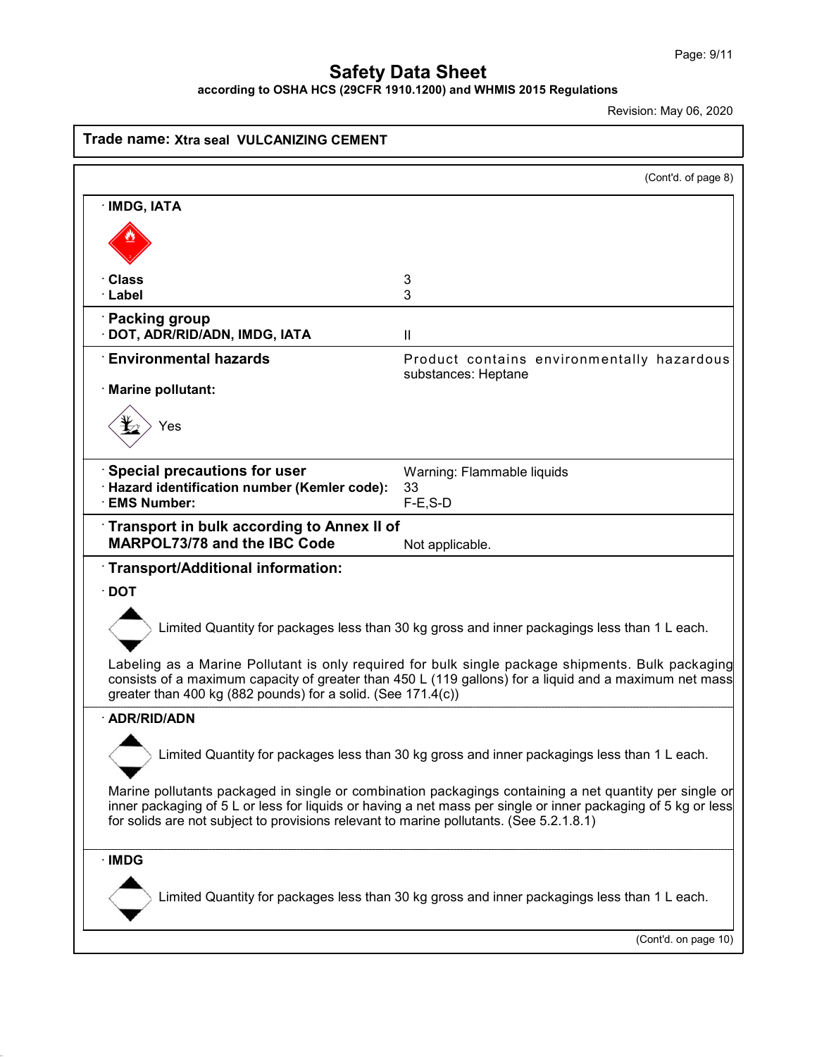# Safety Data Sheet

**according to OSHA HCS (29CFR 1910.1200) and WHMIS 2015 Regulations**

Revision: May 06, 2020

**Trade name: Xtra seal VULCANIZING CEMENT**

(Cont'd. of page 8)

· **IMDG, IATA**

| | |
|---|---|
| · **Class** | 3 |
| · **Label** | 3 |
| · **Packing group** | |
| · **DOT, ADR/RID/ADN, IMDG, IATA** | II |
| · **Environmental hazards** | Product contains environmentally hazardous substances: Heptane |
| · **Marine pollutant:** | Yes |
| · **Special precautions for user** | Warning: Flammable liquids |
| · **Hazard identification number (Kemler code):** | 33 |
| · **EMS Number:** | F-E,S-D |
| · **Transport in bulk according to Annex II of MARPOL73/78 and the IBC Code** | Not applicable. |

· **Transport/Additional information:**

· **DOT**

Limited Quantity for packages less than 30 kg gross and inner packagings less than 1 L each.

Labeling as a Marine Pollutant is only required for bulk single package shipments. Bulk packaging consists of a maximum capacity of greater than 450 L (119 gallons) for a liquid and a maximum net mass greater than 400 kg (882 pounds) for a solid. (See 171.4(c))

· **ADR/RID/ADN**

Limited Quantity for packages less than 30 kg gross and inner packagings less than 1 L each.

Marine pollutants packaged in single or combination packagings containing a net quantity per single or inner packaging of 5 L or less for liquids or having a net mass per single or inner packaging of 5 kg or less for solids are not subject to provisions relevant to marine pollutants. (See 5.2.1.8.1)

· **IMDG**

Limited Quantity for packages less than 30 kg gross and inner packagings less than 1 L each.

(Cont'd. on page 10)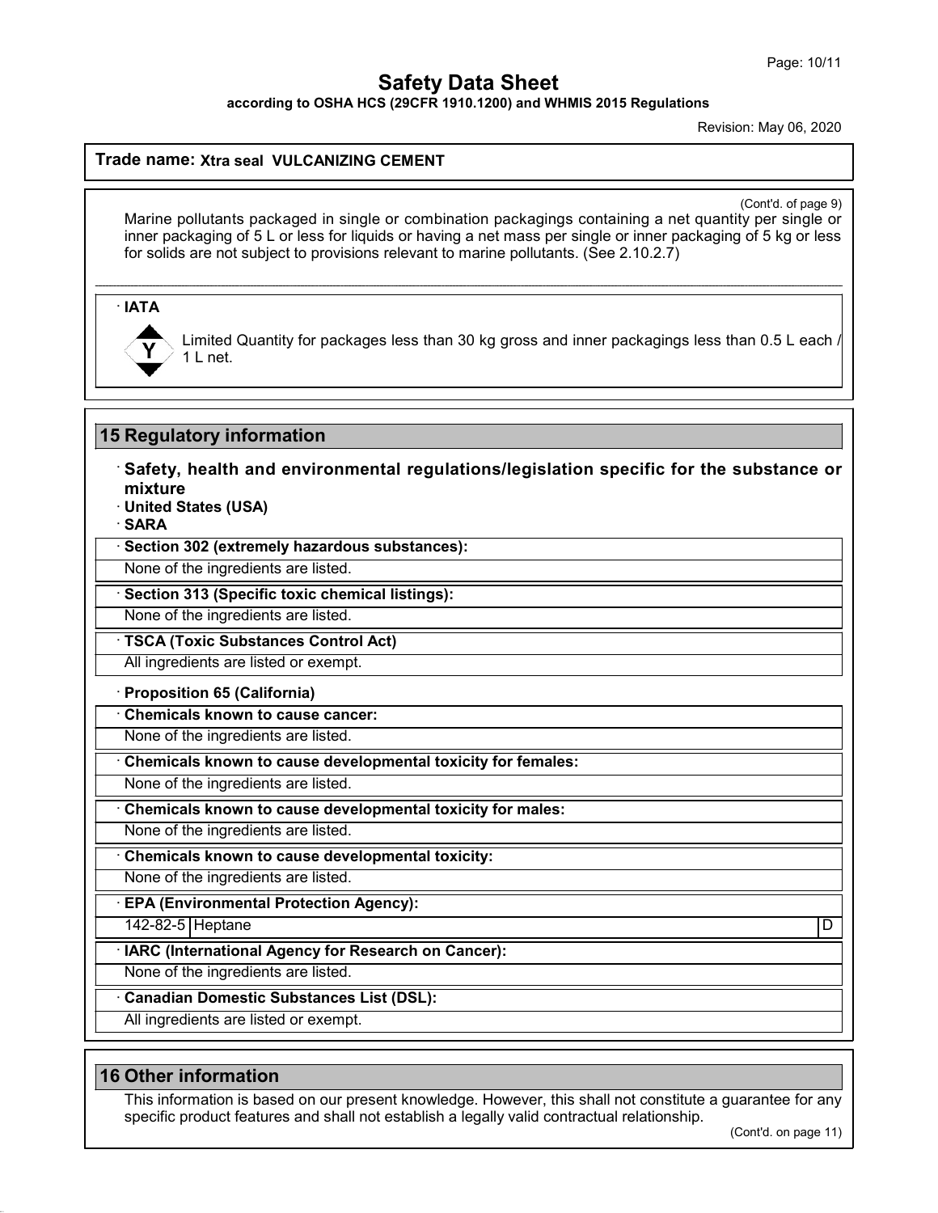**Trade name: Xtra seal VULCANIZING CEMENT**

(Cont'd. of page 9)

Marine pollutants packaged in single or combination packagings containing a net quantity per single or inner packaging of 5 L or less for liquids or having a net mass per single or inner packaging of 5 kg or less for solids are not subject to provisions relevant to marine pollutants. (See 2.10.2.7)

· **IATA**

Y Limited Quantity for packages less than 30 kg gross and inner packagings less than 0.5 L each / 1 L net.

## 15 Regulatory information

· **Safety, health and environmental regulations/legislation specific for the substance or mixture**

· **United States (USA)**

· **SARA**

· **Section 302 (extremely hazardous substances):**

None of the ingredients are listed.

· **Section 313 (Specific toxic chemical listings):**

None of the ingredients are listed.

· **TSCA (Toxic Substances Control Act)**

All ingredients are listed or exempt.

· **Proposition 65 (California)**

· **Chemicals known to cause cancer:**

None of the ingredients are listed.

· **Chemicals known to cause developmental toxicity for females:**

None of the ingredients are listed.

· **Chemicals known to cause developmental toxicity for males:**

None of the ingredients are listed.

· **Chemicals known to cause developmental toxicity:**

None of the ingredients are listed.

· **EPA (Environmental Protection Agency):**

| 142-82-5 | Heptane | D |
|---|---|---|

· **IARC (International Agency for Research on Cancer):**

None of the ingredients are listed.

· **Canadian Domestic Substances List (DSL):**

All ingredients are listed or exempt.

## 16 Other information

This information is based on our present knowledge. However, this shall not constitute a guarantee for any specific product features and shall not establish a legally valid contractual relationship.

(Cont'd. on page 11)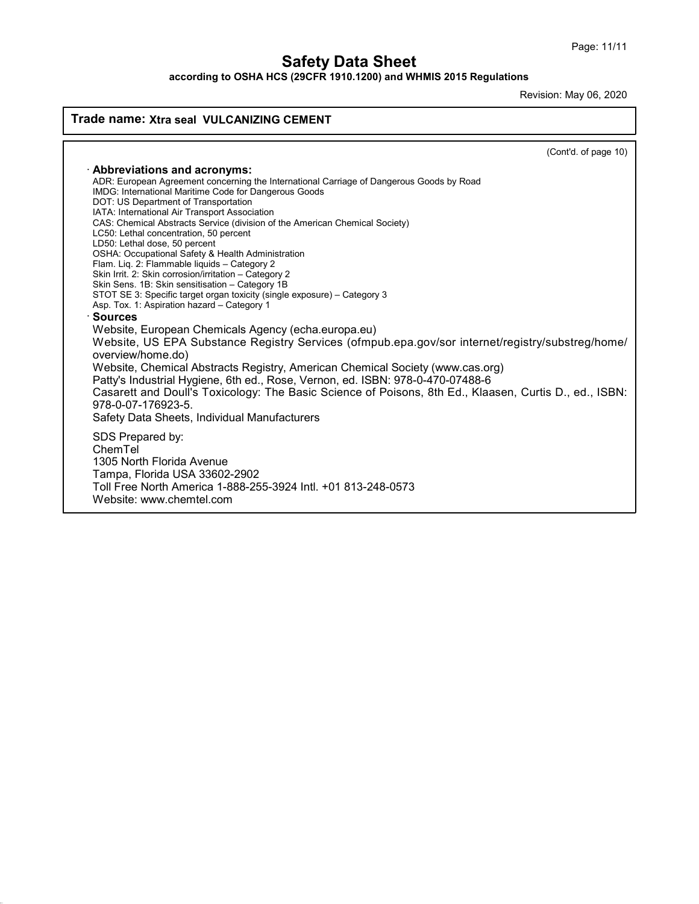# Safety Data Sheet

**according to OSHA HCS (29CFR 1910.1200) and WHMIS 2015 Regulations**

Revision: May 06, 2020

**Trade name: Xtra seal VULCANIZING CEMENT**

(Cont'd. of page 10)

· **Abbreviations and acronyms:**

ADR: European Agreement concerning the International Carriage of Dangerous Goods by Road
IMDG: International Maritime Code for Dangerous Goods
DOT: US Department of Transportation
IATA: International Air Transport Association
CAS: Chemical Abstracts Service (division of the American Chemical Society)
LC50: Lethal concentration, 50 percent
LD50: Lethal dose, 50 percent
OSHA: Occupational Safety & Health Administration
Flam. Liq. 2: Flammable liquids – Category 2
Skin Irrit. 2: Skin corrosion/irritation – Category 2
Skin Sens. 1B: Skin sensitisation – Category 1B
STOT SE 3: Specific target organ toxicity (single exposure) – Category 3
Asp. Tox. 1: Aspiration hazard – Category 1

· **Sources**

Website, European Chemicals Agency (echa.europa.eu)
Website, US EPA Substance Registry Services (ofmpub.epa.gov/sor internet/registry/substreg/home/overview/home.do)
Website, Chemical Abstracts Registry, American Chemical Society (www.cas.org)
Patty's Industrial Hygiene, 6th ed., Rose, Vernon, ed. ISBN: 978-0-470-07488-6
Casarett and Doull's Toxicology: The Basic Science of Poisons, 8th Ed., Klaasen, Curtis D., ed., ISBN: 978-0-07-176923-5.
Safety Data Sheets, Individual Manufacturers

SDS Prepared by:
ChemTel
1305 North Florida Avenue
Tampa, Florida USA 33602-2902
Toll Free North America 1-888-255-3924 Intl. +01 813-248-0573
Website: www.chemtel.com